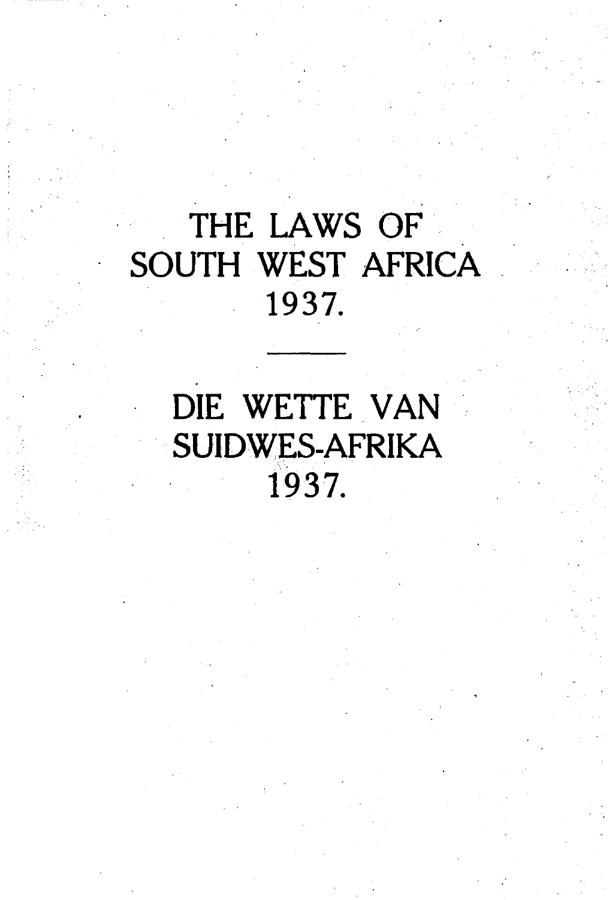# THE LAWS OF SOUTH WEST AFRICA 1937.

---

# DIE WETTE VAN SUIDWES-AFRIKA 1937.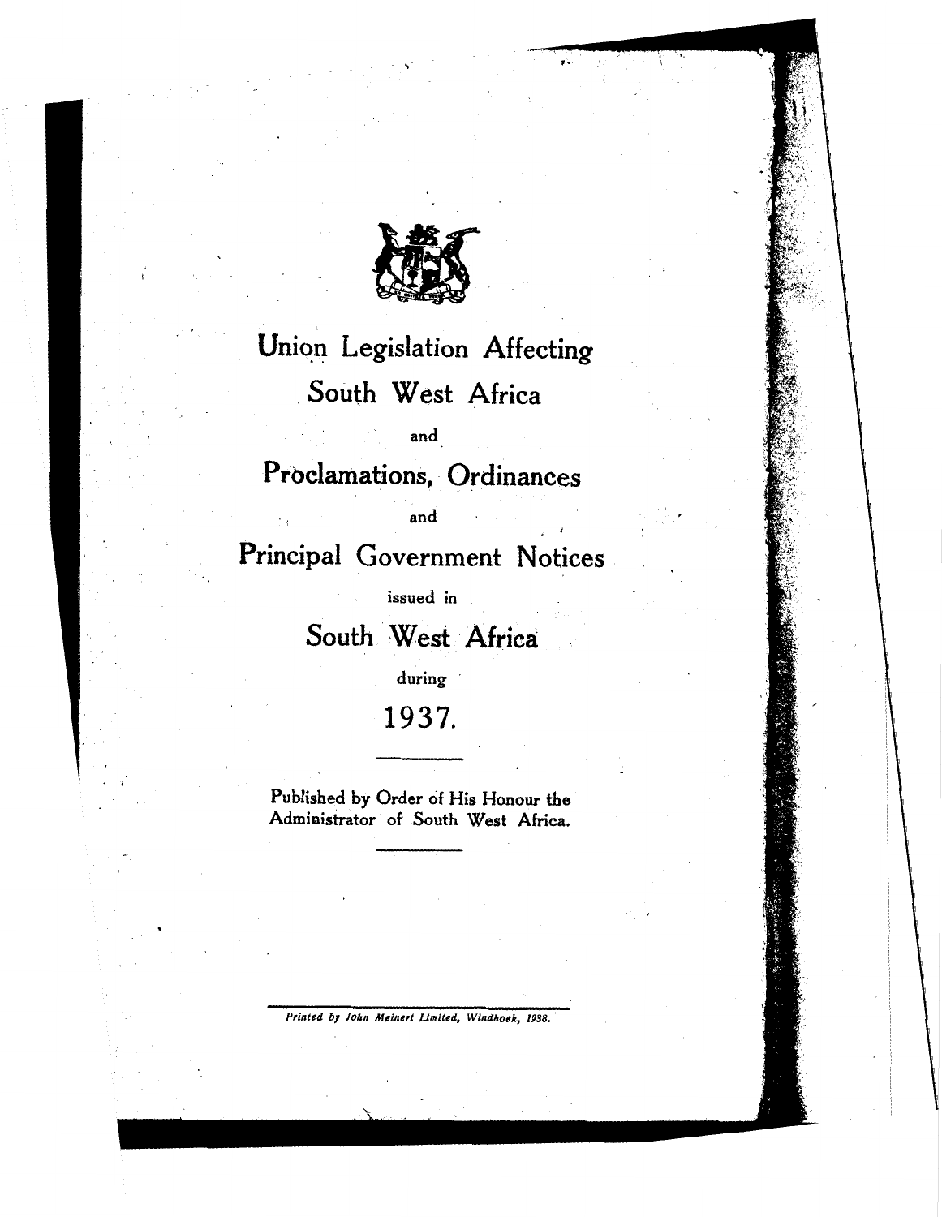# Union Legislation Affecting South West Africa

and

# Proclamations, Ordinances

and

# Principal Government Notices

issued in

# South West Africa

during

# 1937.

---

Published by Order of His Honour the Administrator of South West Africa.

---

*Printed by John Meinert Limited, Windhoek, 1938.*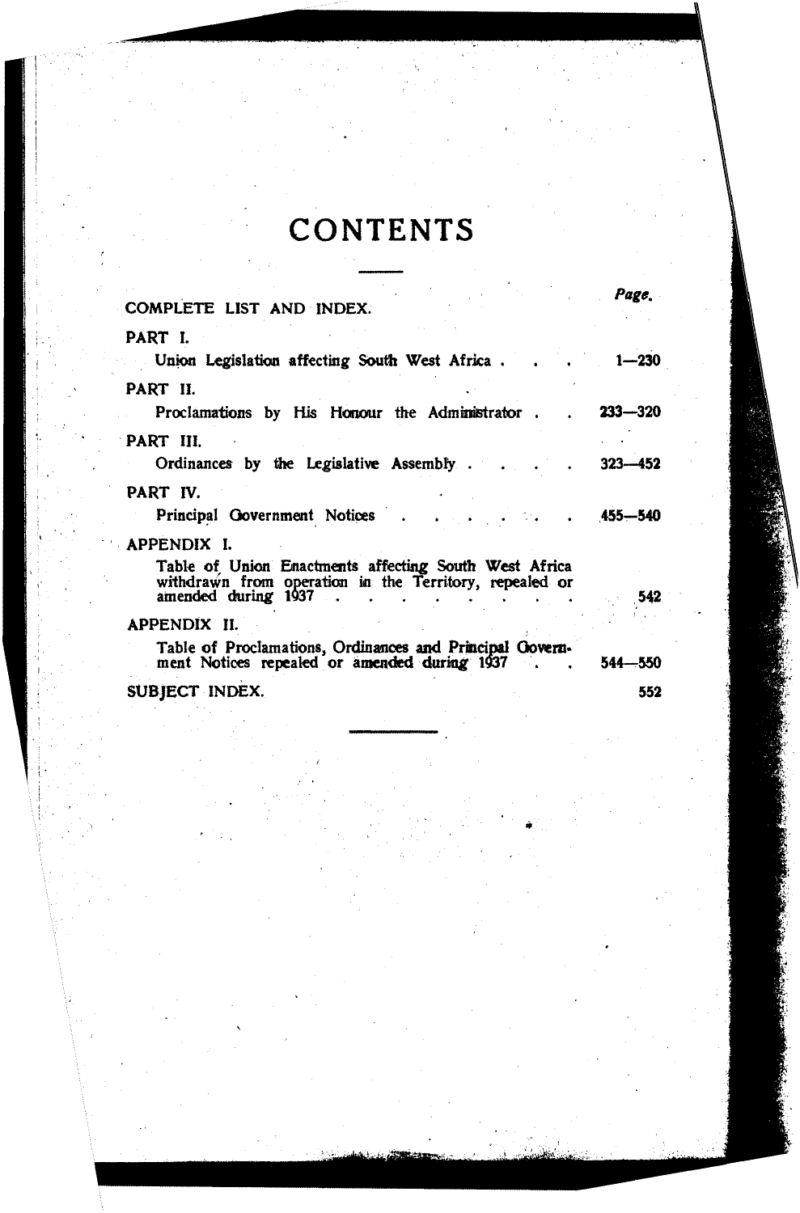# CONTENTS

| | Page. |
|---|---|
| COMPLETE LIST AND INDEX. | |
| PART I. | |
| Union Legislation affecting South West Africa . . . | 1—230 |
| PART II. | |
| Proclamations by His Honour the Administrator . . | 233—320 |
| PART III. | |
| Ordinances by the Legislative Assembly . . . . | 323—452 |
| PART IV. | |
| Principal Government Notices . . . . . . . | 455—540 |
| APPENDIX I. | |
| Table of Union Enactments affecting South West Africa withdrawn from operation in the Territory, repealed or amended during 1937 . . . . . . . . . | 542 |
| APPENDIX II. | |
| Table of Proclamations, Ordinances and Principal Government Notices repealed or amended during 1937 . . | 544—550 |
| SUBJECT INDEX. | 552 |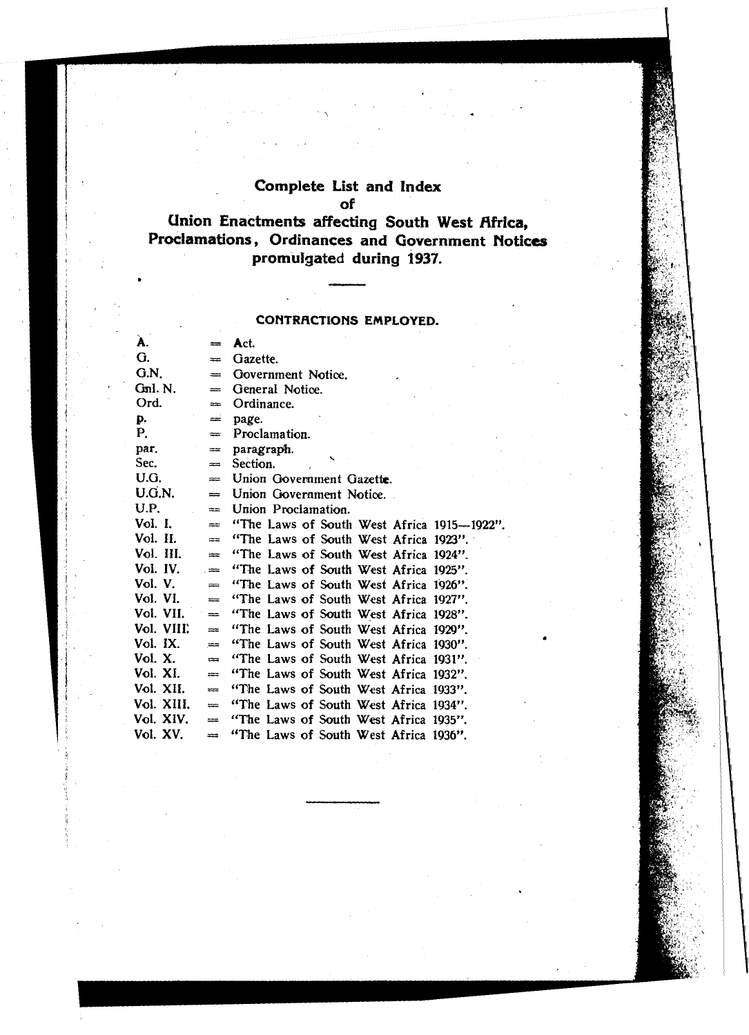# Complete List and Index of Union Enactments affecting South West Africa, Proclamations, Ordinances and Government Notices promulgated during 1937.

## CONTRACTIONS EMPLOYED.

| | | |
|---|---|---|
| A. | = | Act. |
| G. | = | Gazette. |
| G.N. | = | Government Notice. |
| Gnl. N. | = | General Notice. |
| Ord. | = | Ordinance. |
| p. | = | page. |
| P. | = | Proclamation. |
| par. | = | paragraph. |
| Sec. | = | Section. |
| U.G. | = | Union Government Gazette. |
| U.G.N. | = | Union Government Notice. |
| U.P. | = | Union Proclamation. |
| Vol. I. | = | "The Laws of South West Africa 1915—1922". |
| Vol. II. | = | "The Laws of South West Africa 1923". |
| Vol. III. | = | "The Laws of South West Africa 1924". |
| Vol. IV. | = | "The Laws of South West Africa 1925". |
| Vol. V. | = | "The Laws of South West Africa 1926". |
| Vol. VI. | = | "The Laws of South West Africa 1927". |
| Vol. VII. | = | "The Laws of South West Africa 1928". |
| Vol. VIII. | = | "The Laws of South West Africa 1929". |
| Vol. IX. | = | "The Laws of South West Africa 1930". |
| Vol. X. | = | "The Laws of South West Africa 1931". |
| Vol. XI. | = | "The Laws of South West Africa 1932". |
| Vol. XII. | = | "The Laws of South West Africa 1933". |
| Vol. XIII. | = | "The Laws of South West Africa 1934". |
| Vol. XIV. | = | "The Laws of South West Africa 1935". |
| Vol. XV. | = | "The Laws of South West Africa 1936". |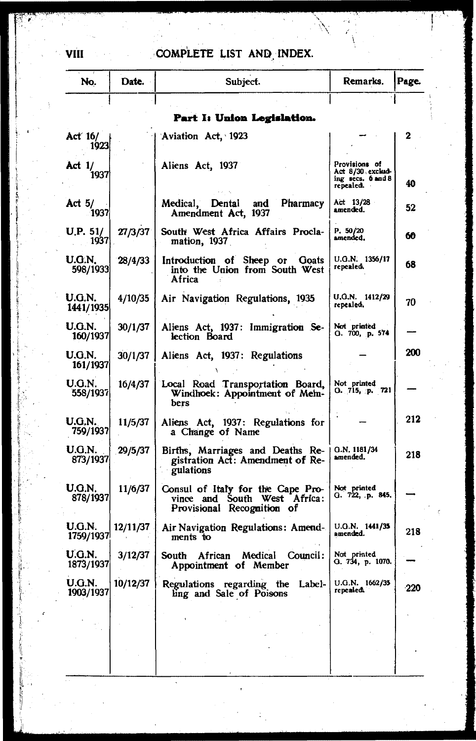# COMPLETE LIST AND INDEX.

| No. | Date. | Subject. | Remarks. | Page. |
|---|---|---|---|---|
| | | **Part I: Union Legislation.** | | |
| Act 16/1923 | | Aviation Act, 1923 | — | 2 |
| Act 1/1937 | | Aliens Act, 1937 | Provisions of Act 8/30 excluding secs. 6 and 8 repealed. | 40 |
| Act 5/1937 | | Medical, Dental and Pharmacy Amendment Act, 1937 | Act 13/28 amended. | 52 |
| U.P. 51/1937 | 27/3/37 | South West Africa Affairs Proclamation, 1937 | P. 50/20 amended. | 60 |
| U.G.N. 598/1933 | 28/4/33 | Introduction of Sheep or Goats into the Union from South West Africa | U.G.N. 1356/17 repealed. | 68 |
| U.G.N. 1441/1935 | 4/10/35 | Air Navigation Regulations, 1935 | U.G.N. 1412/29 repealed. | 70 |
| U.G.N. 160/1937 | 30/1/37 | Aliens Act, 1937: Immigration Selection Board | Not printed G. 700, p. 574 | — |
| U.G.N. 161/1937 | 30/1/37 | Aliens Act, 1937: Regulations | — | 200 |
| U.G.N. 558/1937 | 16/4/37 | Local Road Transportation Board, Windhoek: Appointment of Members | Not printed G. 715, p. 721 | — |
| U.G.N. 759/1937 | 11/5/37 | Aliens Act, 1937: Regulations for a Change of Name | — | 212 |
| U.G.N. 873/1937 | 29/5/37 | Births, Marriages and Deaths Registration Act: Amendment of Regulations | G.N. 1181/34 amended. | 218 |
| U.G.N. 878/1937 | 11/6/37 | Consul of Italy for the Cape Province and South West Africa: Provisional Recognition of | Not printed G. 722, p. 845. | — |
| U.G.N. 1759/1937 | 12/11/37 | Air Navigation Regulations: Amendments to | U.G.N. 1441/35 amended. | 218 |
| U.G.N. 1873/1937 | 3/12/37 | South African Medical Council: Appointment of Member | Not printed G. 734, p. 1070. | — |
| U.G.N. 1903/1937 | 10/12/37 | Regulations regarding the Labelling and Sale of Poisons | U.G.N. 1662/35 repealed. | 220 |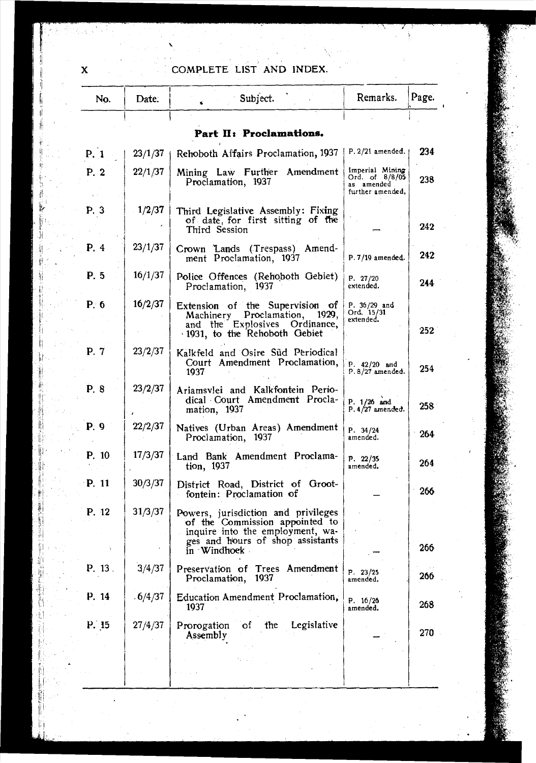# COMPLETE LIST AND INDEX.

| No. | Date. | Subject. | Remarks. | Page. |
|---|---|---|---|---|
| | | **Part II: Proclamations.** | | |
| P. 1 | 23/1/37 | Rehoboth Affairs Proclamation, 1937 | P. 2/21 amended. | 234 |
| P. 2 | 22/1/37 | Mining Law Further Amendment Proclamation, 1937 | Imperial Mining Ord. of 8/8/05 as amended further amended. | 238 |
| P. 3 | 1/2/37 | Third Legislative Assembly: Fixing of date for first sitting of the Third Session | — | 242 |
| P. 4 | 23/1/37 | Crown Lands (Trespass) Amendment Proclamation, 1937 | P. 7/19 amended. | 242 |
| P. 5 | 16/1/37 | Police Offences (Rehoboth Gebiet) Proclamation, 1937 | P. 27/20 extended. | 244 |
| P. 6 | 16/2/37 | Extension of the Supervision of Machinery Proclamation, 1929, and the Explosives Ordinance, 1931, to the Rehoboth Gebiet | P. 36/29 and Ord. 15/31 extended. | 252 |
| P. 7 | 23/2/37 | Kalkfeld and Osire Süd Periodical Court Amendment Proclamation, 1937 | P. 42/20 and P. 8/27 amended. | 254 |
| P. 8 | 23/2/37 | Ariamsvlei and Kalkfontein Periodical Court Amendment Proclamation, 1937 | P. 1/26 and P. 4/27 amended. | 258 |
| P. 9 | 22/2/37 | Natives (Urban Areas) Amendment Proclamation, 1937 | P. 34/24 amended. | 264 |
| P. 10 | 17/3/37 | Land Bank Amendment Proclamation, 1937 | P. 22/35 amended. | 264 |
| P. 11 | 30/3/37 | District Road, District of Grootfontein: Proclamation of | — | 266 |
| P. 12 | 31/3/37 | Powers, jurisdiction and privileges of the Commission appointed to inquire into the employment, wages and hours of shop assistants in Windhoek | — | 266 |
| P. 13 | 3/4/37 | Preservation of Trees Amendment Proclamation, 1937 | P. 23/25 amended. | 266 |
| P. 14 | 6/4/37 | Education Amendment Proclamation, 1937 | P. 16/26 amended. | 268 |
| P. 15 | 27/4/37 | Prorogation of the Legislative Assembly | — | 270 |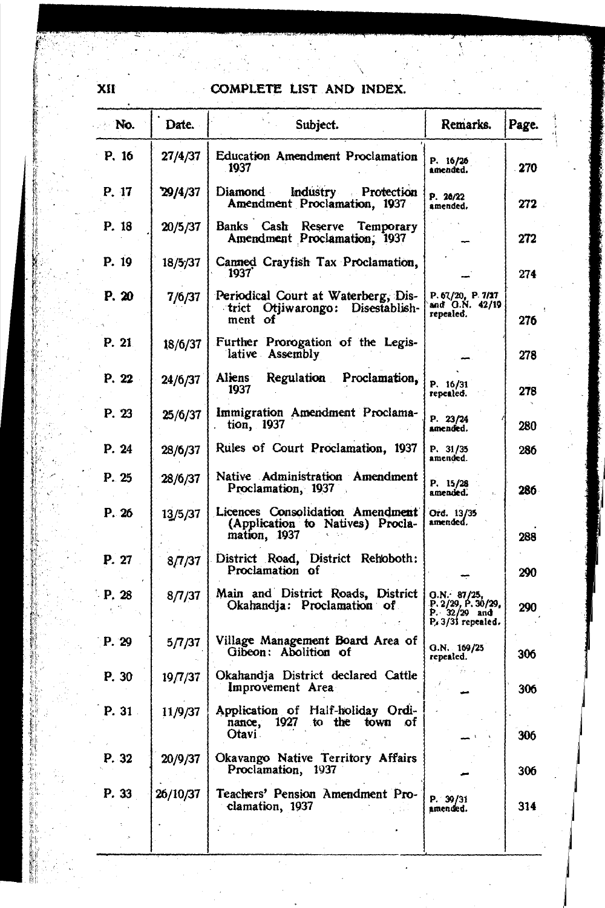## COMPLETE LIST AND INDEX.

| No. | Date. | Subject. | Remarks. | Page. |
|---|---|---|---|---|
| P. 16 | 27/4/37 | Education Amendment Proclamation 1937 | P. 16/26 amended. | 270 |
| P. 17 | 29/4/37 | Diamond Industry Protection Amendment Proclamation, 1937 | P. 28/22 amended. | 272 |
| P. 18 | 20/5/37 | Banks Cash Reserve Temporary Amendment Proclamation, 1937 | — | 272 |
| P. 19 | 18/5/37 | Canned Crayfish Tax Proclamation, 1937 | — | 274 |
| P. 20 | 7/6/37 | Periodical Court at Waterberg, District Otjiwarongo: Disestablishment of | P. 67/20, P. 7/37 and G.N. 42/19 repealed. | 276 |
| P. 21 | 18/6/37 | Further Prorogation of the Legislative Assembly | — | 278 |
| P. 22 | 24/6/37 | Aliens Regulation Proclamation, 1937 | P. 16/31 repealed. | 278 |
| P. 23 | 25/6/37 | Immigration Amendment Proclamation, 1937 | P. 23/24 amended. | 280 |
| P. 24 | 28/6/37 | Rules of Court Proclamation, 1937 | P. 31/35 amended. | 286 |
| P. 25 | 28/6/37 | Native Administration Amendment Proclamation, 1937 | P. 15/28 amended. | 286 |
| P. 26 | 13/5/37 | Licences Consolidation Amendment (Application to Natives) Proclamation, 1937 | Ord. 13/35 amended. | 288 |
| P. 27 | 8/7/37 | District Road, District Rehoboth: Proclamation of | — | 290 |
| P. 28 | 8/7/37 | Main and District Roads, District Okahandja: Proclamation of | G.N. 87/25, P. 2/29, P. 30/29, P. 32/29 and P. 3/31 repealed. | 290 |
| P. 29 | 5/7/37 | Village Management Board Area of Gibeon: Abolition of | G.N. 169/25 repealed. | 306 |
| P. 30 | 19/7/37 | Okahandja District declared Cattle Improvement Area | — | 306 |
| P. 31 | 11/9/37 | Application of Half-holiday Ordinance, 1927 to the town of Otavi | — | 306 |
| P. 32 | 20/9/37 | Okavango Native Territory Affairs Proclamation, 1937 | — | 306 |
| P. 33 | 26/10/37 | Teachers' Pension Amendment Proclamation, 1937 | P. 39/31 amended. | 314 |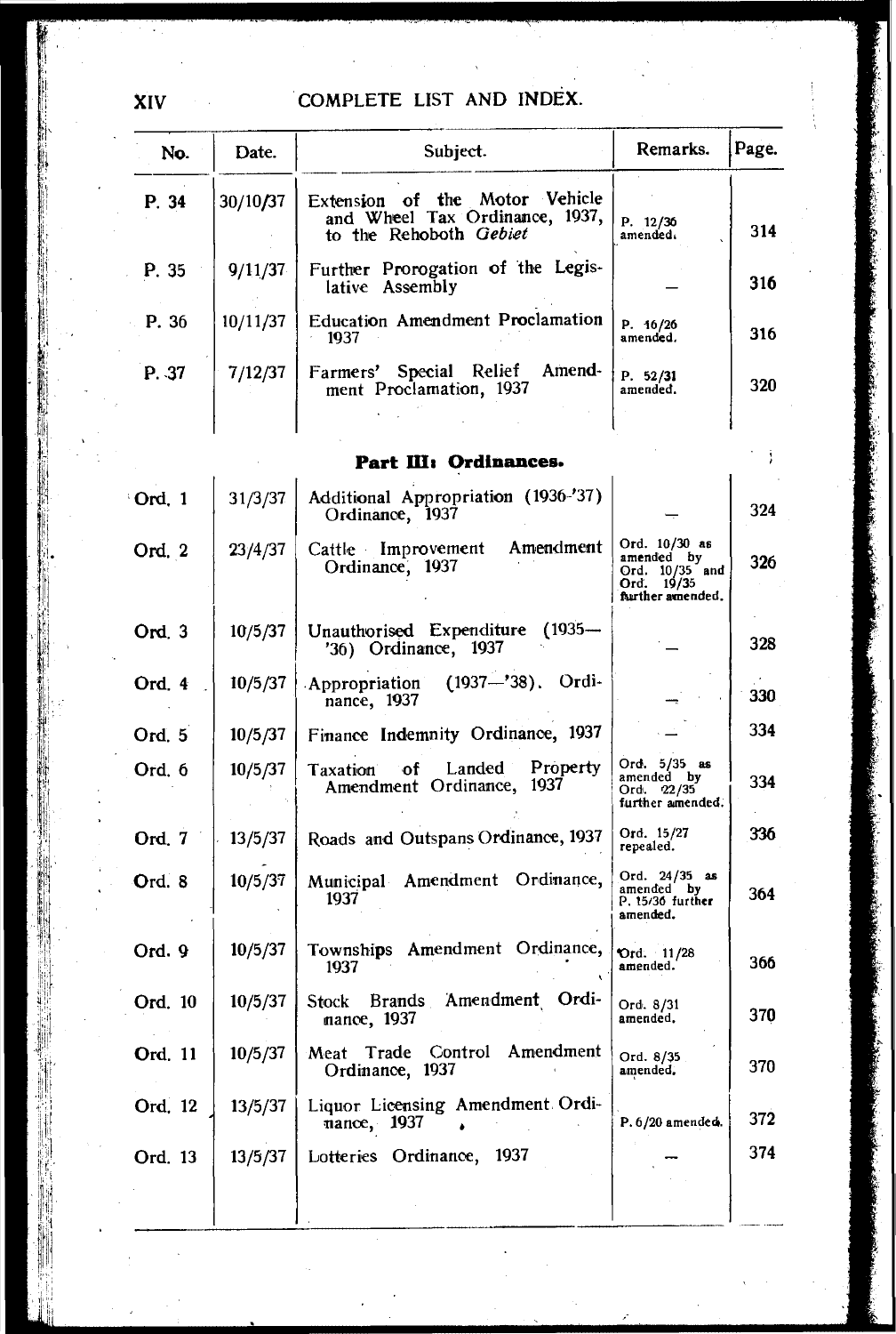## COMPLETE LIST AND INDEX.

| No. | Date. | Subject. | Remarks. | Page. |
|---|---|---|---|---|
| P. 34 | 30/10/37 | Extension of the Motor Vehicle and Wheel Tax Ordinance, 1937, to the Rehoboth *Gebiet* | P. 12/36 amended. | 314 |
| P. 35 | 9/11/37 | Further Prorogation of the Legislative Assembly | — | 316 |
| P. 36 | 10/11/37 | Education Amendment Proclamation 1937 | P. 16/26 amended. | 316 |
| P. 37 | 7/12/37 | Farmers' Special Relief Amendment Proclamation, 1937 | P. 52/31 amended. | 320 |
| | | **Part III: Ordinances.** | | |
| Ord. 1 | 31/3/37 | Additional Appropriation (1936-'37) Ordinance, 1937 | — | 324 |
| Ord. 2 | 23/4/37 | Cattle Improvement Amendment Ordinance, 1937 | Ord. 10/30 as amended by Ord. 10/35 and Ord. 19/35 further amended. | 326 |
| Ord. 3 | 10/5/37 | Unauthorised Expenditure (1935—'36) Ordinance, 1937 | — | 328 |
| Ord. 4 | 10/5/37 | Appropriation (1937—'38). Ordinance, 1937 | — | 330 |
| Ord. 5 | 10/5/37 | Finance Indemnity Ordinance, 1937 | — | 334 |
| Ord. 6 | 10/5/37 | Taxation of Landed Property Amendment Ordinance, 1937 | Ord. 5/35 as amended by Ord. 22/35 further amended. | 334 |
| Ord. 7 | 13/5/37 | Roads and Outspans Ordinance, 1937 | Ord. 15/27 repealed. | 336 |
| Ord. 8 | 10/5/37 | Municipal Amendment Ordinance, 1937 | Ord. 24/35 as amended by P. 15/36 further amended. | 364 |
| Ord. 9 | 10/5/37 | Townships Amendment Ordinance, 1937 | Ord. 11/28 amended. | 366 |
| Ord. 10 | 10/5/37 | Stock Brands Amendment Ordinance, 1937 | Ord. 8/31 amended. | 370 |
| Ord. 11 | 10/5/37 | Meat Trade Control Amendment Ordinance, 1937 | Ord. 8/35 amended. | 370 |
| Ord. 12 | 13/5/37 | Liquor Licensing Amendment Ordinance, 1937 | P. 6/20 amended. | 372 |
| Ord. 13 | 13/5/37 | Lotteries Ordinance, 1937 | — | 374 |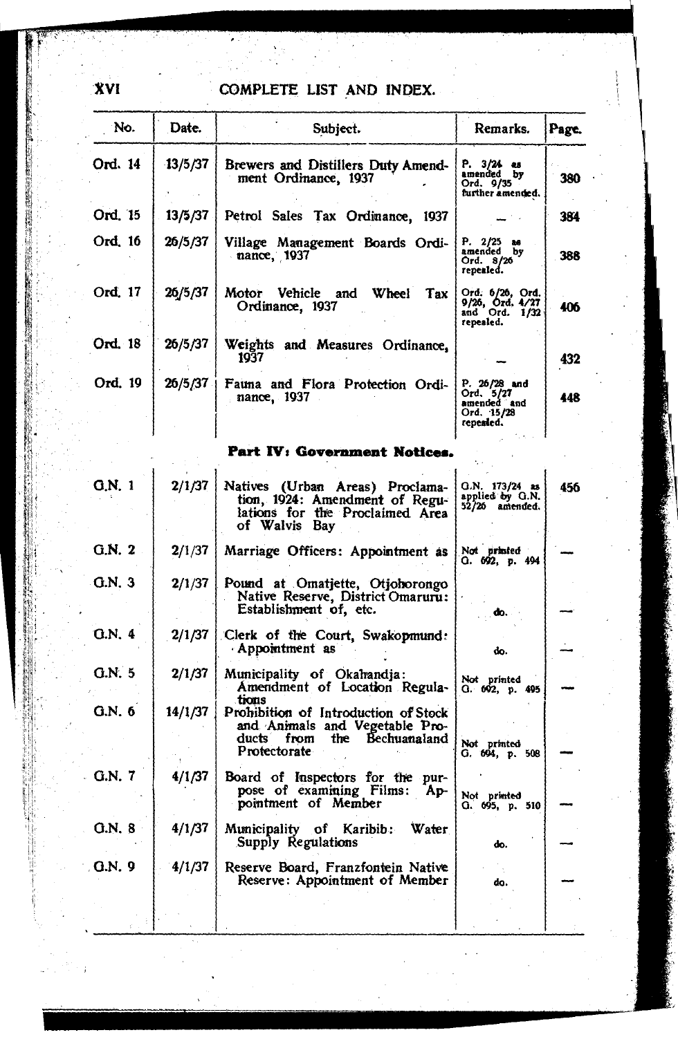## COMPLETE LIST AND INDEX.

| No. | Date. | Subject. | Remarks. | Page. |
|---|---|---|---|---|
| Ord. 14 | 13/5/37 | Brewers and Distillers Duty Amendment Ordinance, 1937 | P. 3/24 as amended by Ord. 9/35 further amended. | 380 |
| Ord. 15 | 13/5/37 | Petrol Sales Tax Ordinance, 1937 | — | 384 |
| Ord. 16 | 26/5/37 | Village Management Boards Ordinance, 1937 | P. 2/25 as amended by Ord. 8/26 repealed. | 388 |
| Ord. 17 | 26/5/37 | Motor Vehicle and Wheel Tax Ordinance, 1937 | Ord. 6/26, Ord. 9/26, Ord. 4/27 and Ord. 1/32 repealed. | 406 |
| Ord. 18 | 26/5/37 | Weights and Measures Ordinance, 1937 | — | 432 |
| Ord. 19 | 26/5/37 | Fauna and Flora Protection Ordinance, 1937 | P. 26/28 and Ord. 5/27 amended and Ord. 15/28 repealed. | 448 |
| | | **Part IV: Government Notices.** | | |
| G.N. 1 | 2/1/37 | Natives (Urban Areas) Proclamation, 1924: Amendment of Regulations for the Proclaimed Area of Walvis Bay | G.N. 173/24 as applied by G.N. 52/26 amended. | 456 |
| G.N. 2 | 2/1/37 | Marriage Officers: Appointment as | Not printed G. 692, p. 494 | — |
| G.N. 3 | 2/1/37 | Pound at Omatjette, Otjohorongo Native Reserve, District Omaruru: Establishment of, etc. | do. | — |
| G.N. 4 | 2/1/37 | Clerk of the Court, Swakopmund: Appointment as | do. | — |
| G.N. 5 | 2/1/37 | Municipality of Okahandja: Amendment of Location Regulations | Not printed G. 692, p. 495 | — |
| G.N. 6 | 14/1/37 | Prohibition of Introduction of Stock and Animals and Vegetable Products from the Bechuanaland Protectorate | Not printed G. 694, p. 508 | — |
| G.N. 7 | 4/1/37 | Board of Inspectors for the purpose of examining Films: Appointment of Member | Not printed G. 695, p. 510 | — |
| G.N. 8 | 4/1/37 | Municipality of Karibib: Water Supply Regulations | do. | — |
| G.N. 9 | 4/1/37 | Reserve Board, Franzfontein Native Reserve: Appointment of Member | do. | — |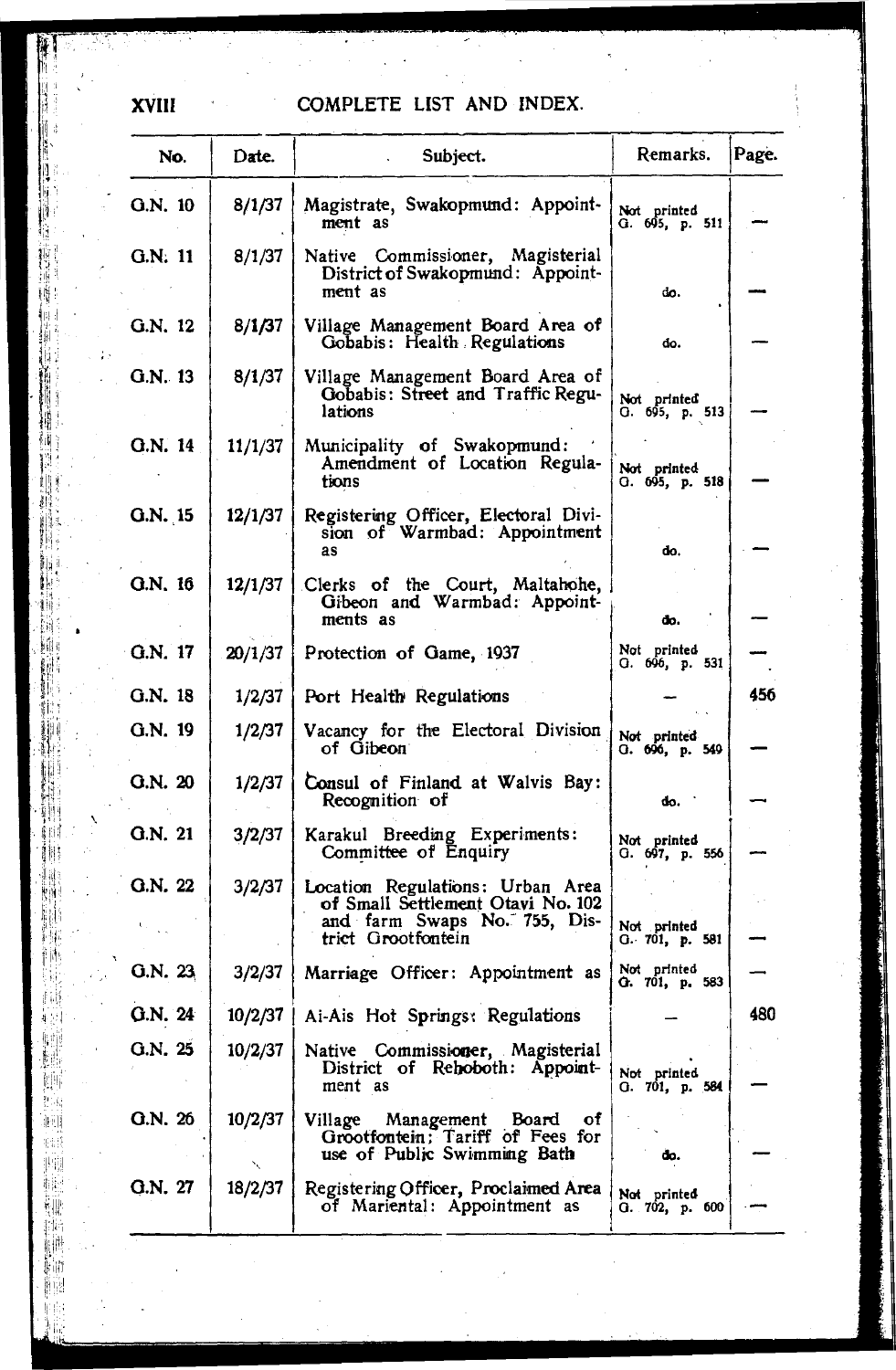| No. | Date. | Subject. | Remarks. | Page. |
|---|---|---|---|---|
| G.N. 10 | 8/1/37 | Magistrate, Swakopmund: Appointment as | Not printed G. 695, p. 511 | — |
| G.N. 11 | 8/1/37 | Native Commissioner, Magisterial District of Swakopmund: Appointment as | do. | — |
| G.N. 12 | 8/1/37 | Village Management Board Area of Gobabis: Health Regulations | do. | — |
| G.N. 13 | 8/1/37 | Village Management Board Area of Gobabis: Street and Traffic Regulations | Not printed G. 695, p. 513 | — |
| G.N. 14 | 11/1/37 | Municipality of Swakopmund: Amendment of Location Regulations | Not printed G. 695, p. 518 | — |
| G.N. 15 | 12/1/37 | Registering Officer, Electoral Division of Warmbad: Appointment as | do. | — |
| G.N. 16 | 12/1/37 | Clerks of the Court, Maltahohe, Gibeon and Warmbad: Appointments as | do. | — |
| G.N. 17 | 20/1/37 | Protection of Game, 1937 | Not printed G. 696, p. 531 | — |
| G.N. 18 | 1/2/37 | Port Health Regulations | — | 456 |
| G.N. 19 | 1/2/37 | Vacancy for the Electoral Division of Gibeon | Not printed G. 696, p. 549 | — |
| G.N. 20 | 1/2/37 | Consul of Finland at Walvis Bay: Recognition of | do. | — |
| G.N. 21 | 3/2/37 | Karakul Breeding Experiments: Committee of Enquiry | Not printed G. 697, p. 556 | — |
| G.N. 22 | 3/2/37 | Location Regulations: Urban Area of Small Settlement Otavi No. 102 and farm Swaps No. 755, District Grootfontein | Not printed G. 701, p. 581 | — |
| G.N. 23 | 3/2/37 | Marriage Officer: Appointment as | Not printed G. 701, p. 583 | — |
| G.N. 24 | 10/2/37 | Ai-Ais Hot Springs: Regulations | — | 480 |
| G.N. 25 | 10/2/37 | Native Commissioner, Magisterial District of Rehoboth: Appointment as | Not printed G. 701, p. 584 | — |
| G.N. 26 | 10/2/37 | Village Management Board of Grootfontein: Tariff of Fees for use of Public Swimming Bath | do. | — |
| G.N. 27 | 18/2/37 | Registering Officer, Proclaimed Area of Mariental: Appointment as | Not printed G. 702, p. 600 | — |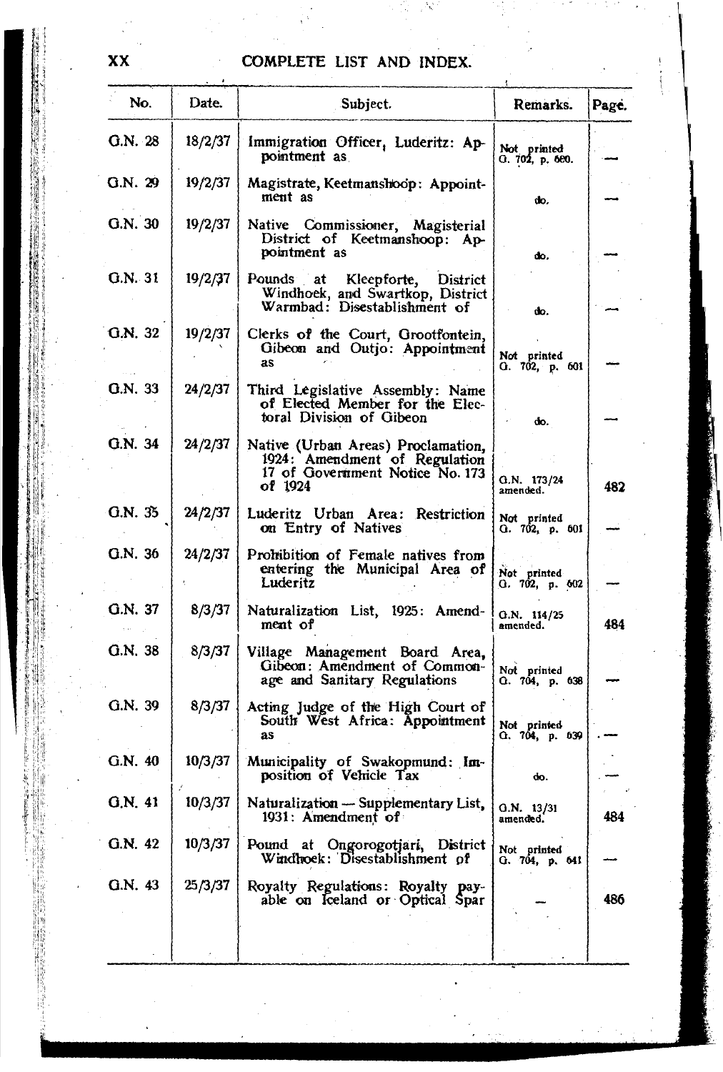# COMPLETE LIST AND INDEX.

| No. | Date. | Subject. | Remarks. | Page. |
|---|---|---|---|---|
| G.N. 28 | 18/2/37 | Immigration Officer, Luderitz: Appointment as | Not printed G. 702, p. 600. | — |
| G.N. 29 | 19/2/37 | Magistrate, Keetmanshoop: Appointment as | do. | — |
| G.N. 30 | 19/2/37 | Native Commissioner, Magisterial District of Keetmanshoop: Appointment as | do. | — |
| G.N. 31 | 19/2/37 | Pounds at Kleepforte, District Windhoek, and Swartkop, District Warmbad: Disestablishment of | do. | — |
| G.N. 32 | 19/2/37 | Clerks of the Court, Grootfontein, Gibeon and Outjo: Appointment as | Not printed G. 702, p. 601 | — |
| G.N. 33 | 24/2/37 | Third Legislative Assembly: Name of Elected Member for the Electoral Division of Gibeon | do. | — |
| G.N. 34 | 24/2/37 | Native (Urban Areas) Proclamation, 1924: Amendment of Regulation 17 of Government Notice No. 173 of 1924 | G.N. 173/24 amended. | 482 |
| G.N. 35 | 24/2/37 | Luderitz Urban Area: Restriction on Entry of Natives | Not printed G. 702, p. 601 | — |
| G.N. 36 | 24/2/37 | Prohibition of Female natives from entering the Municipal Area of Luderitz | Not printed G. 702, p. 602 | — |
| G.N. 37 | 8/3/37 | Naturalization List, 1925: Amendment of | G.N. 114/25 amended. | 484 |
| G.N. 38 | 8/3/37 | Village Management Board Area, Gibeon: Amendment of Commonage and Sanitary Regulations | Not printed G. 704, p. 638 | — |
| G.N. 39 | 8/3/37 | Acting Judge of the High Court of South West Africa: Appointment as | Not printed G. 704, p. 639 | — |
| G.N. 40 | 10/3/37 | Municipality of Swakopmund: Imposition of Vehicle Tax | do. | — |
| G.N. 41 | 10/3/37 | Naturalization — Supplementary List, 1931: Amendment of | G.N. 13/31 amended. | 484 |
| G.N. 42 | 10/3/37 | Pound at Ongorogotjari, District Windhoek: Disestablishment of | Not printed G. 704, p. 641 | — |
| G.N. 43 | 25/3/37 | Royalty Regulations: Royalty payable on Iceland or Optical Spar | — | 486 |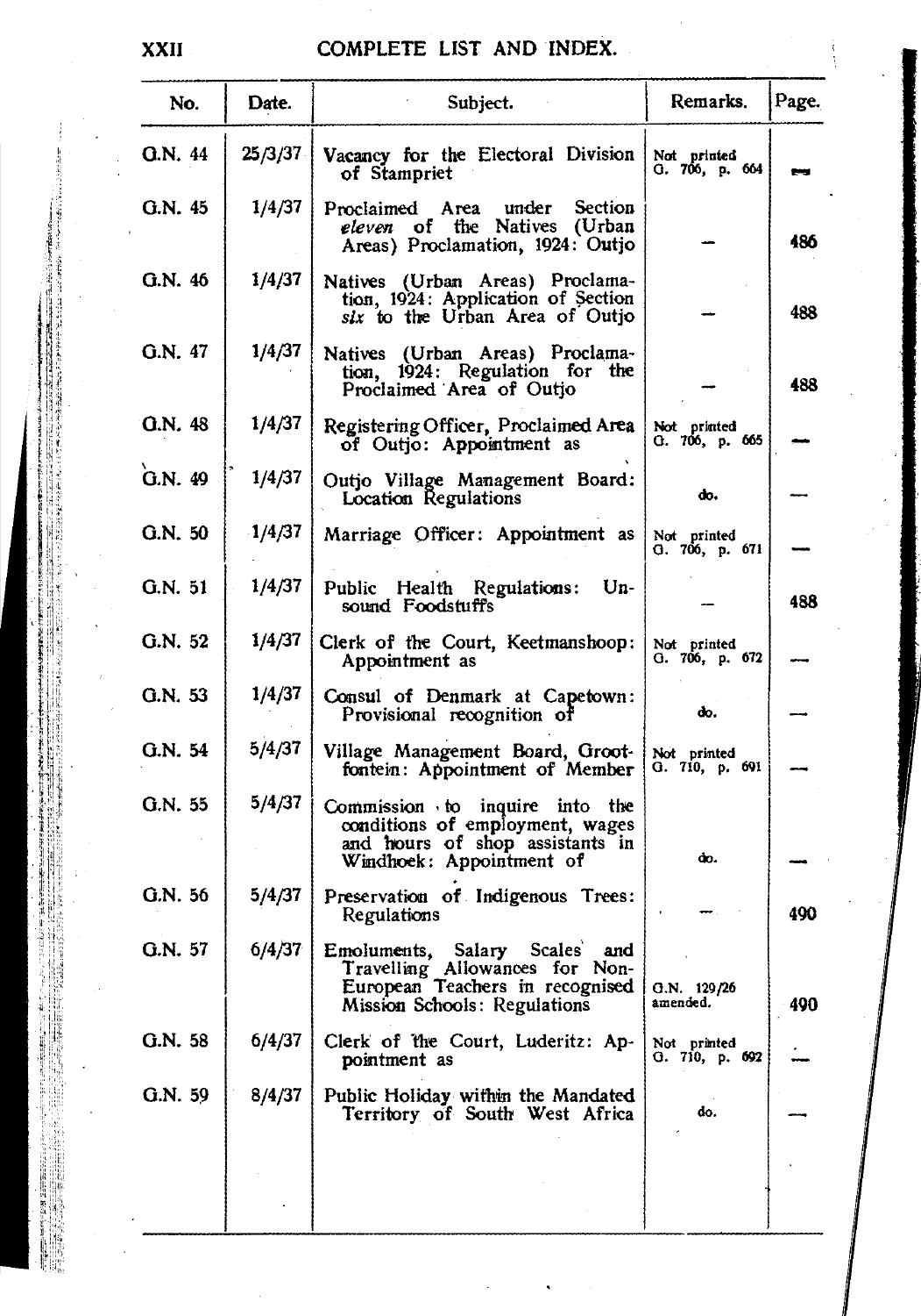## COMPLETE LIST AND INDEX.

| No. | Date. | Subject. | Remarks. | Page. |
|---|---|---|---|---|
| G.N. 44 | 25/3/37 | Vacancy for the Electoral Division of Stampriet | Not printed G. 706, p. 664 | — |
| G.N. 45 | 1/4/37 | Proclaimed Area under Section *eleven* of the Natives (Urban Areas) Proclamation, 1924: Outjo | — | 486 |
| G.N. 46 | 1/4/37 | Natives (Urban Areas) Proclamation, 1924: Application of Section *six* to the Urban Area of Outjo | — | 488 |
| G.N. 47 | 1/4/37 | Natives (Urban Areas) Proclamation, 1924: Regulation for the Proclaimed Area of Outjo | — | 488 |
| G.N. 48 | 1/4/37 | Registering Officer, Proclaimed Area of Outjo: Appointment as | Not printed G. 706, p. 665 | — |
| G.N. 49 | 1/4/37 | Outjo Village Management Board: Location Regulations | do. | — |
| G.N. 50 | 1/4/37 | Marriage Officer: Appointment as | Not printed G. 706, p. 671 | — |
| G.N. 51 | 1/4/37 | Public Health Regulations: Unsound Foodstuffs | — | 488 |
| G.N. 52 | 1/4/37 | Clerk of the Court, Keetmanshoop: Appointment as | Not printed G. 706, p. 672 | — |
| G.N. 53 | 1/4/37 | Consul of Denmark at Capetown: Provisional recognition of | do. | — |
| G.N. 54 | 5/4/37 | Village Management Board, Grootfontein: Appointment of Member | Not printed G. 710, p. 691 | — |
| G.N. 55 | 5/4/37 | Commission to inquire into the conditions of employment, wages and hours of shop assistants in Windhoek: Appointment of | do. | — |
| G.N. 56 | 5/4/37 | Preservation of Indigenous Trees: Regulations | — | 490 |
| G.N. 57 | 6/4/37 | Emoluments, Salary Scales and Travelling Allowances for Non-European Teachers in recognised Mission Schools: Regulations | G.N. 129/26 amended. | 490 |
| G.N. 58 | 6/4/37 | Clerk of the Court, Luderitz: Appointment as | Not printed G. 710, p. 692 | — |
| G.N. 59 | 8/4/37 | Public Holiday within the Mandated Territory of South West Africa | do. | — |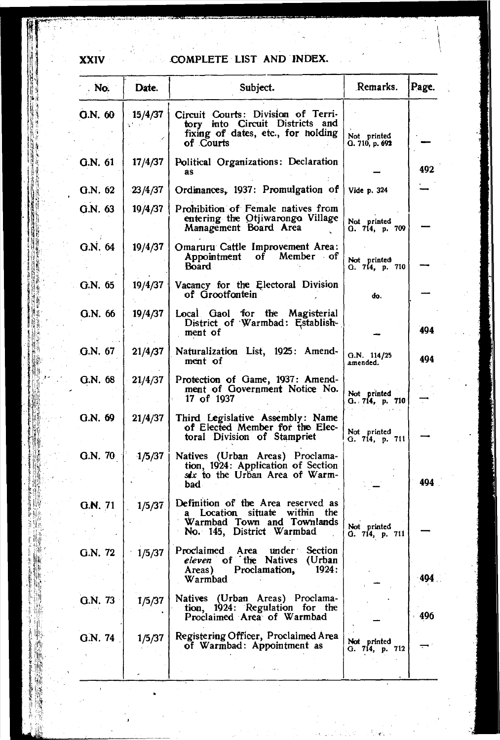## COMPLETE LIST AND INDEX.

| No. | Date. | Subject. | Remarks. | Page. |
|---|---|---|---|---|
| G.N. 60 | 15/4/37 | Circuit Courts: Division of Territory into Circuit Districts and fixing of dates, etc., for holding of Courts | Not printed G. 710, p. 692 | — |
| G.N. 61 | 17/4/37 | Political Organizations: Declaration as | — | 492 |
| G.N. 62 | 23/4/37 | Ordinances, 1937: Promulgation of | Vide p. 324 | — |
| G.N. 63 | 19/4/37 | Prohibition of Female natives from entering the Otjiwarongo Village Management Board Area | Not printed G. 714, p. 709 | — |
| G.N. 64 | 19/4/37 | Omaruru Cattle Improvement Area: Appointment of Member of Board | Not printed G. 714, p. 710 | — |
| G.N. 65 | 19/4/37 | Vacancy for the Electoral Division of Grootfontein | do. | — |
| G.N. 66 | 19/4/37 | Local Gaol for the Magisterial District of Warmbad: Establishment of | — | 494 |
| G.N. 67 | 21/4/37 | Naturalization List, 1925: Amendment of | G.N. 114/25 amended. | 494 |
| G.N. 68 | 21/4/37 | Protection of Game, 1937: Amendment of Government Notice No. 17 of 1937 | Not printed G. 714, p. 710 | — |
| G.N. 69 | 21/4/37 | Third Legislative Assembly: Name of Elected Member for the Electoral Division of Stampriet | Not printed G. 714, p. 711 | — |
| G.N. 70 | 1/5/37 | Natives (Urban Areas) Proclamation, 1924: Application of Section *six* to the Urban Area of Warmbad | — | 494 |
| G.N. 71 | 1/5/37 | Definition of the Area reserved as a Location situate within the Warmbad Town and Townlands No. 145, District Warmbad | Not printed G. 714, p. 711 | — |
| G.N. 72 | 1/5/37 | Proclaimed Area under Section *eleven* of the Natives (Urban Areas) Proclamation, 1924: Warmbad | — | 494 |
| G.N. 73 | 1/5/37 | Natives (Urban Areas) Proclamation, 1924: Regulation for the Proclaimed Area of Warmbad | — | 496 |
| G.N. 74 | 1/5/37 | Registering Officer, Proclaimed Area of Warmbad: Appointment as | Not printed G. 714, p. 712 | — |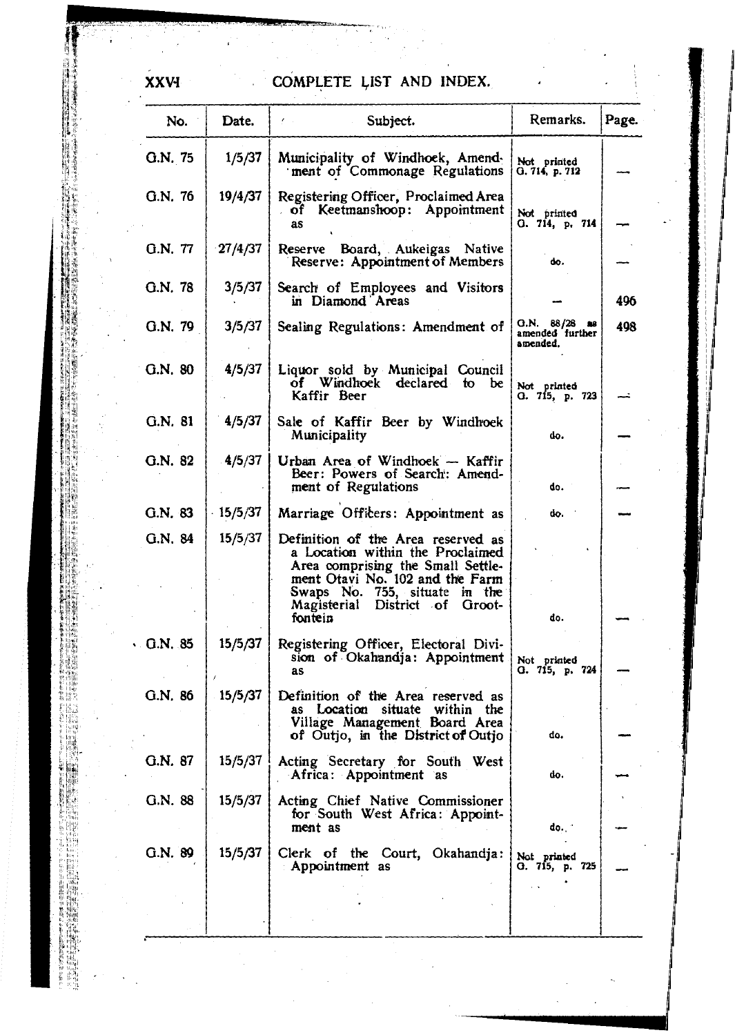## COMPLETE LIST AND INDEX.

| No. | Date. | Subject. | Remarks. | Page. |
|---|---|---|---|---|
| G.N. 75 | 1/5/37 | Municipality of Windhoek, Amendment of Commonage Regulations | Not printed G. 714, p. 712 | — |
| G.N. 76 | 19/4/37 | Registering Officer, Proclaimed Area of Keetmanshoop: Appointment as | Not printed G. 714, p. 714 | — |
| G.N. 77 | 27/4/37 | Reserve Board, Aukeigas Native Reserve: Appointment of Members | do. | — |
| G.N. 78 | 3/5/37 | Search of Employees and Visitors in Diamond Areas | — | 496 |
| G.N. 79 | 3/5/37 | Sealing Regulations: Amendment of | G.N. 88/28 as amended further amended. | 498 |
| G.N. 80 | 4/5/37 | Liquor sold by Municipal Council of Windhoek declared to be Kaffir Beer | Not printed G. 715, p. 723 | — |
| G.N. 81 | 4/5/37 | Sale of Kaffir Beer by Windhoek Municipality | do. | — |
| G.N. 82 | 4/5/37 | Urban Area of Windhoek — Kaffir Beer: Powers of Search: Amendment of Regulations | do. | — |
| G.N. 83 | 15/5/37 | Marriage Officers: Appointment as | do. | — |
| G.N. 84 | 15/5/37 | Definition of the Area reserved as a Location within the Proclaimed Area comprising the Small Settlement Otavi No. 102 and the Farm Swaps No. 755, situate in the Magisterial District of Grootfontein | do. | — |
| G.N. 85 | 15/5/37 | Registering Officer, Electoral Division of Okahandja: Appointment as | Not printed G. 715, p. 724 | — |
| G.N. 86 | 15/5/37 | Definition of the Area reserved as as Location situate within the Village Management Board Area of Outjo, in the District of Outjo | do. | — |
| G.N. 87 | 15/5/37 | Acting Secretary for South West Africa: Appointment as | do. | — |
| G.N. 88 | 15/5/37 | Acting Chief Native Commissioner for South West Africa: Appointment as | do. | — |
| G.N. 89 | 15/5/37 | Clerk of the Court, Okahandja: Appointment as | Not printed G. 715, p. 725 | — |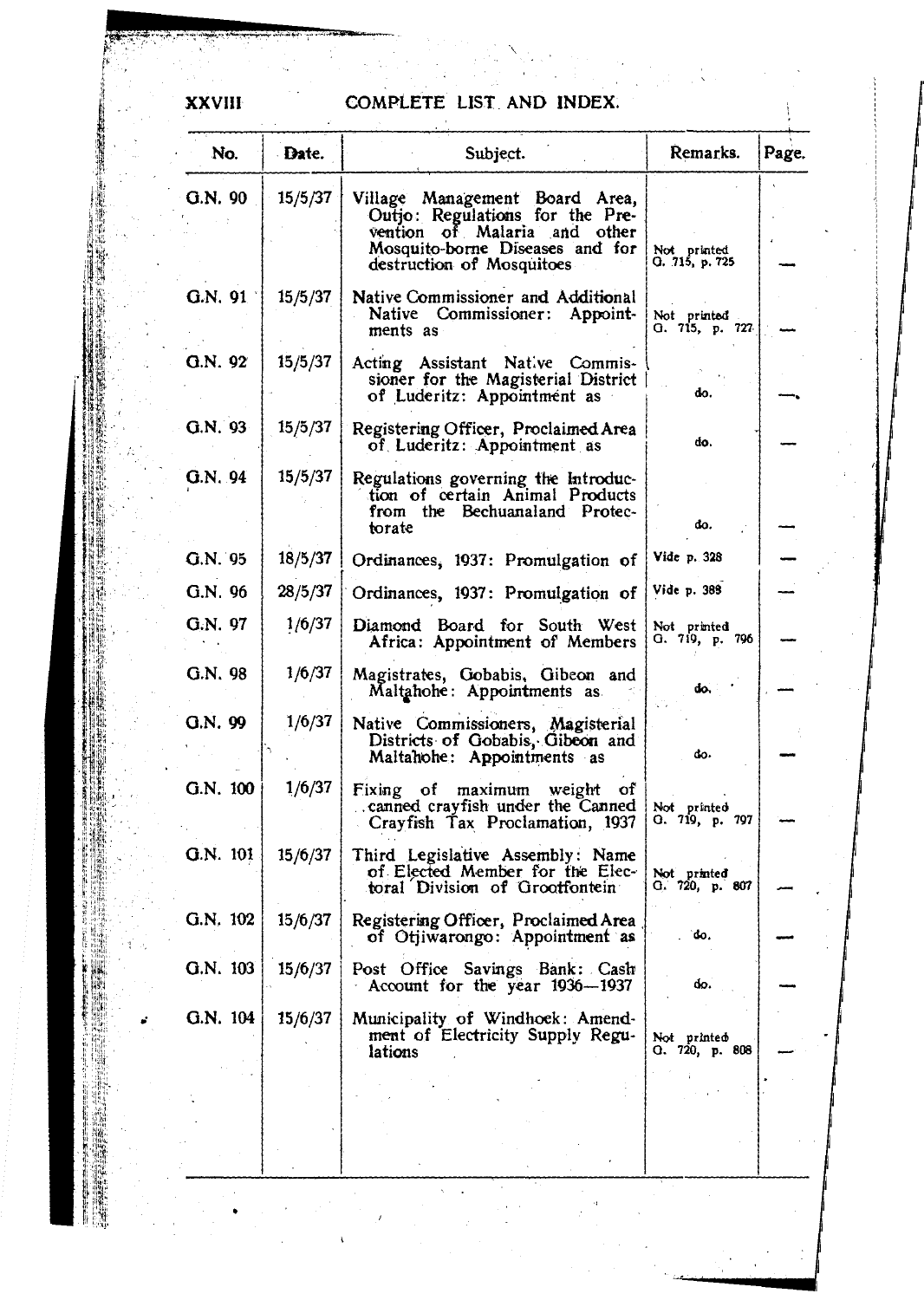## COMPLETE LIST AND INDEX.

| No. | Date. | Subject. | Remarks. | Page. |
|---|---|---|---|---|
| G.N. 90 | 15/5/37 | Village Management Board Area, Outjo: Regulations for the Prevention of Malaria and other Mosquito-borne Diseases and for destruction of Mosquitoes | Not printed G. 715, p. 725 | — |
| G.N. 91 | 15/5/37 | Native Commissioner and Additional Native Commissioner: Appointments as | Not printed G. 715, p. 727 | — |
| G.N. 92 | 15/5/37 | Acting Assistant Native Commissioner for the Magisterial District of Luderitz: Appointment as | do. | — |
| G.N. 93 | 15/5/37 | Registering Officer, Proclaimed Area of Luderitz: Appointment as | do. | — |
| G.N. 94 | 15/5/37 | Regulations governing the Introduction of certain Animal Products from the Bechuanaland Protectorate | do. | — |
| G.N. 95 | 18/5/37 | Ordinances, 1937: Promulgation of | Vide p. 328 | — |
| G.N. 96 | 28/5/37 | Ordinances, 1937: Promulgation of | Vide p. 388 | — |
| G.N. 97 | 1/6/37 | Diamond Board for South West Africa: Appointment of Members | Not printed G. 719, p. 796 | — |
| G.N. 98 | 1/6/37 | Magistrates, Gobabis, Gibeon and Maltahohe: Appointments as | do. | — |
| G.N. 99 | 1/6/37 | Native Commissioners, Magisterial Districts of Gobabis, Gibeon and Maltahohe: Appointments as | do. | — |
| G.N. 100 | 1/6/37 | Fixing of maximum weight of canned crayfish under the Canned Crayfish Tax Proclamation, 1937 | Not printed G. 719, p. 797 | — |
| G.N. 101 | 15/6/37 | Third Legislative Assembly: Name of Elected Member for the Electoral Division of Grootfontein | Not printed G. 720, p. 807 | — |
| G.N. 102 | 15/6/37 | Registering Officer, Proclaimed Area of Otjiwarongo: Appointment as | do. | — |
| G.N. 103 | 15/6/37 | Post Office Savings Bank: Cash Account for the year 1936—1937 | do. | — |
| G.N. 104 | 15/6/37 | Municipality of Windhoek: Amendment of Electricity Supply Regulations | Not printed G. 720, p. 808 | — |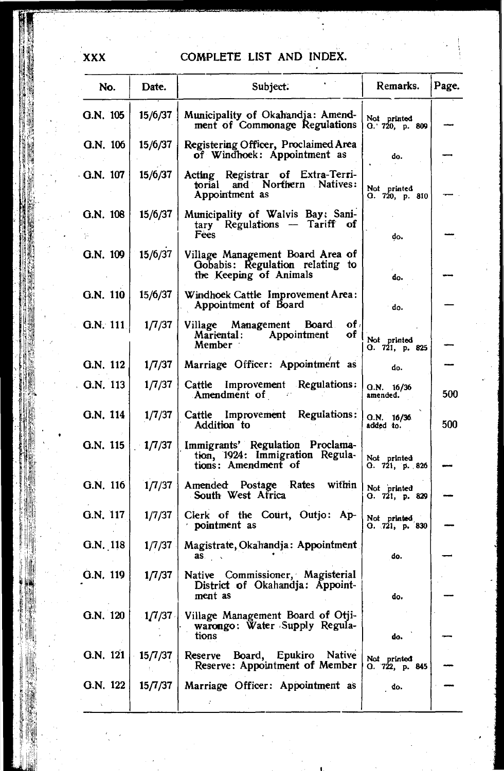# COMPLETE LIST AND INDEX.

| No. | Date. | Subject. | Remarks. | Page. |
|---|---|---|---|---|
| G.N. 105 | 15/6/37 | Municipality of Okahandja: Amendment of Commonage Regulations | Not printed G. 720, p. 809 | — |
| G.N. 106 | 15/6/37 | Registering Officer, Proclaimed Area of Windhoek: Appointment as | do. | — |
| G.N. 107 | 15/6/37 | Acting Registrar of Extra-Territorial and Northern Natives: Appointment as | Not printed G. 720, p. 810 | — |
| G.N. 108 | 15/6/37 | Municipality of Walvis Bay: Sanitary Regulations — Tariff of Fees | do. | — |
| G.N. 109 | 15/6/37 | Village Management Board Area of Gobabis: Regulation relating to the Keeping of Animals | do. | — |
| G.N. 110 | 15/6/37 | Windhoek Cattle Improvement Area: Appointment of Board | do. | — |
| G.N. 111 | 1/7/37 | Village Management Board of Mariental: Appointment of Member | Not printed G. 721, p. 825 | — |
| G.N. 112 | 1/7/37 | Marriage Officer: Appointment as | do. | — |
| G.N. 113 | 1/7/37 | Cattle Improvement Regulations: Amendment of | G.N. 16/36 amended. | 500 |
| G.N. 114 | 1/7/37 | Cattle Improvement Regulations: Addition to | G.N. 16/36 added to. | 500 |
| G.N. 115 | 1/7/37 | Immigrants' Regulation Proclamation, 1924: Immigration Regulations: Amendment of | Not printed G. 721, p. 826 | — |
| G.N. 116 | 1/7/37 | Amended Postage Rates within South West Africa | Not printed G. 721, p. 829 | — |
| G.N. 117 | 1/7/37 | Clerk of the Court, Outjo: Appointment as | Not printed G. 721, p. 830 | — |
| G.N. 118 | 1/7/37 | Magistrate, Okahandja: Appointment as | do. | — |
| G.N. 119 | 1/7/37 | Native Commissioner, Magisterial District of Okahandja: Appointment as | do. | — |
| G.N. 120 | 1/7/37 | Village Management Board of Otjiwarongo: Water Supply Regulations | do. | — |
| G.N. 121 | 15/7/37 | Reserve Board, Epukiro Native Reserve: Appointment of Member | Not printed G. 722, p. 845 | — |
| G.N. 122 | 15/7/37 | Marriage Officer: Appointment as | do. | — |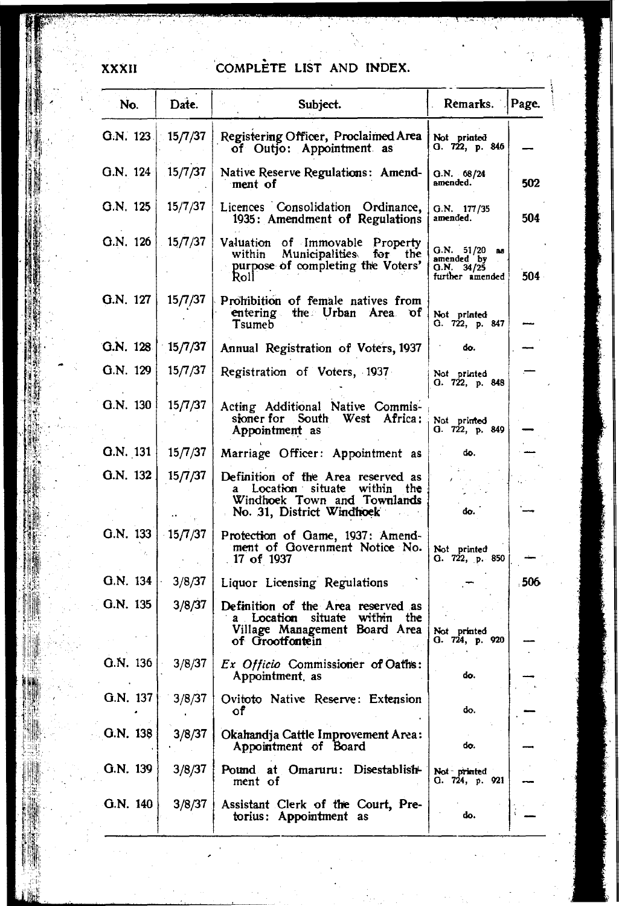# COMPLETE LIST AND INDEX.

| No. | Date. | Subject. | Remarks. | Page. |
|---|---|---|---|---|
| G.N. 123 | 15/7/37 | Registering Officer, Proclaimed Area of Outjo: Appointment as | Not printed G. 722, p. 846 | — |
| G.N. 124 | 15/7/37 | Native Reserve Regulations: Amendment of | G.N. 68/24 amended. | 502 |
| G.N. 125 | 15/7/37 | Licences Consolidation Ordinance, 1935: Amendment of Regulations | G.N. 177/35 amended. | 504 |
| G.N. 126 | 15/7/37 | Valuation of Immovable Property within Municipalities for the purpose of completing the Voters' Roll | G.N. 51/20 as amended by G.N. 34/25 further amended | 504 |
| G.N. 127 | 15/7/37 | Prohibition of female natives from entering the Urban Area of Tsumeb | Not printed G. 722, p. 847 | — |
| G.N. 128 | 15/7/37 | Annual Registration of Voters, 1937 | do. | — |
| G.N. 129 | 15/7/37 | Registration of Voters, 1937 | Not printed G. 722, p. 848 | — |
| G.N. 130 | 15/7/37 | Acting Additional Native Commissioner for South West Africa: Appointment as | Not printed G. 722, p. 849 | — |
| G.N. 131 | 15/7/37 | Marriage Officer: Appointment as | do. | — |
| G.N. 132 | 15/7/37 | Definition of the Area reserved as a Location situate within the Windhoek Town and Townlands No. 31, District Windhoek | do. | — |
| G.N. 133 | 15/7/37 | Protection of Game, 1937: Amendment of Government Notice No. 17 of 1937 | Not printed G. 722, p. 850 | — |
| G.N. 134 | 3/8/37 | Liquor Licensing Regulations | — | 506 |
| G.N. 135 | 3/8/37 | Definition of the Area reserved as a Location situate within the Village Management Board Area of Grootfontein | Not printed G. 724, p. 920 | — |
| G.N. 136 | 3/8/37 | *Ex Officio* Commissioner of Oaths: Appointment as | do. | — |
| G.N. 137 | 3/8/37 | Ovitoto Native Reserve: Extension of | do. | — |
| G.N. 138 | 3/8/37 | Okahandja Cattle Improvement Area: Appointment of Board | do. | — |
| G.N. 139 | 3/8/37 | Pound at Omaruru: Disestablishment of | Not printed G. 724, p. 921 | — |
| G.N. 140 | 3/8/37 | Assistant Clerk of the Court, Pretorius: Appointment as | do. | — |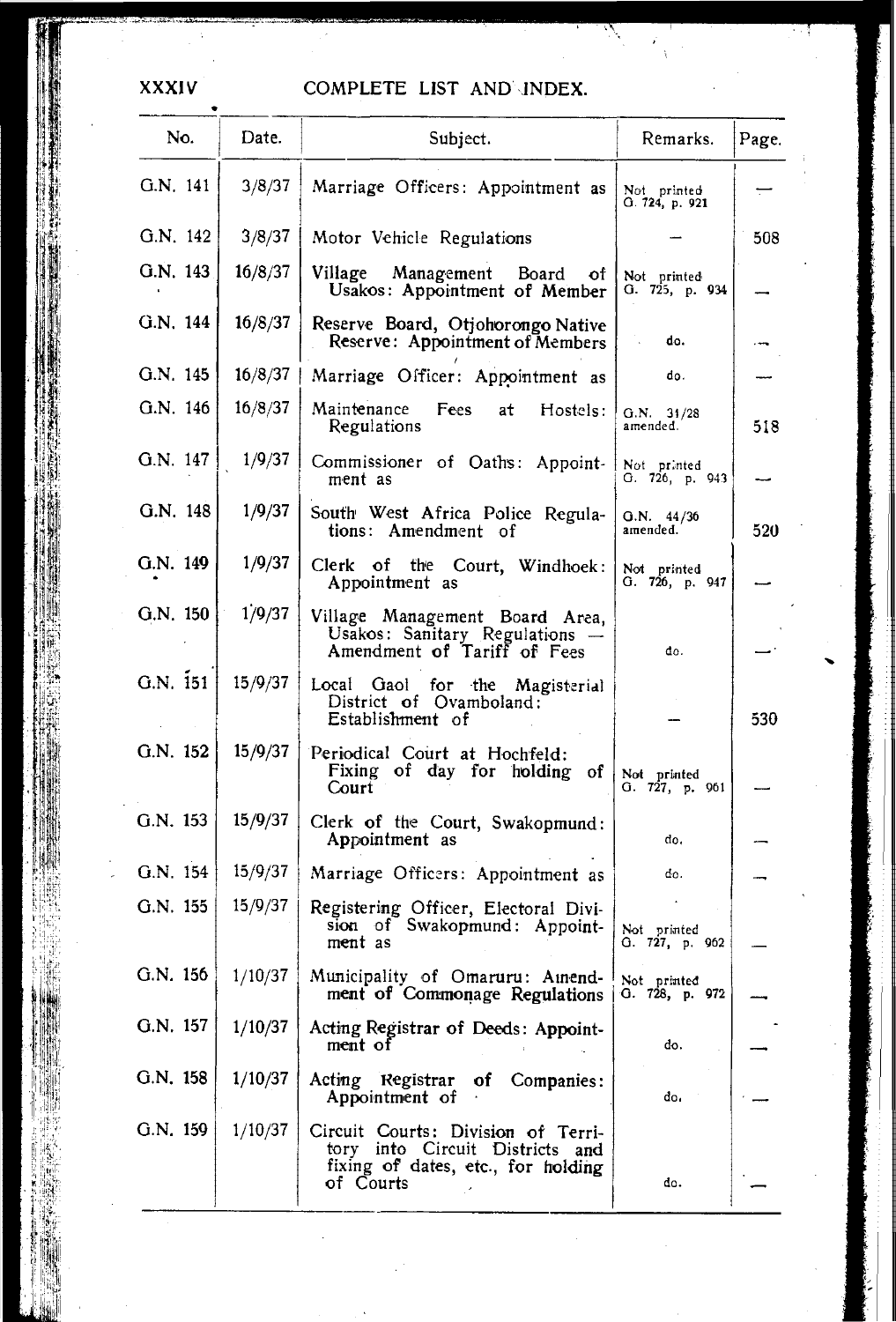# COMPLETE LIST AND INDEX.

| No. | Date. | Subject. | Remarks. | Page. |
|---|---|---|---|---|
| G.N. 141 | 3/8/37 | Marriage Officers: Appointment as | Not printed G. 724, p. 921 | — |
| G.N. 142 | 3/8/37 | Motor Vehicle Regulations | — | 508 |
| G.N. 143 | 16/8/37 | Village Management Board of Usakos: Appointment of Member | Not printed G. 725, p. 934 | — |
| G.N. 144 | 16/8/37 | Reserve Board, Otjohorongo Native Reserve: Appointment of Members | do. | — |
| G.N. 145 | 16/8/37 | Marriage Officer: Appointment as | do. | — |
| G.N. 146 | 16/8/37 | Maintenance Fees at Hostels: Regulations | G.N. 31/28 amended. | 518 |
| G.N. 147 | 1/9/37 | Commissioner of Oaths: Appointment as | Not printed G. 726, p. 943 | — |
| G.N. 148 | 1/9/37 | South West Africa Police Regulations: Amendment of | G.N. 44/36 amended. | 520 |
| G.N. 149 | 1/9/37 | Clerk of the Court, Windhoek: Appointment as | Not printed G. 726, p. 947 | — |
| G.N. 150 | 1/9/37 | Village Management Board Area, Usakos: Sanitary Regulations — Amendment of Tariff of Fees | do. | — |
| G.N. 151 | 15/9/37 | Local Gaol for the Magisterial District of Ovamboland: Establishment of | — | 530 |
| G.N. 152 | 15/9/37 | Periodical Court at Hochfeld: Fixing of day for holding of Court | Not printed G. 727, p. 961 | — |
| G.N. 153 | 15/9/37 | Clerk of the Court, Swakopmund: Appointment as | do. | — |
| G.N. 154 | 15/9/37 | Marriage Officers: Appointment as | do. | — |
| G.N. 155 | 15/9/37 | Registering Officer, Electoral Division of Swakopmund: Appointment as | Not printed G. 727, p. 962 | — |
| G.N. 156 | 1/10/37 | Municipality of Omaruru: Amendment of Commonage Regulations | Not printed G. 728, p. 972 | — |
| G.N. 157 | 1/10/37 | Acting Registrar of Deeds: Appointment of | do. | — |
| G.N. 158 | 1/10/37 | Acting Registrar of Companies: Appointment of | do. | — |
| G.N. 159 | 1/10/37 | Circuit Courts: Division of Territory into Circuit Districts and fixing of dates, etc., for holding of Courts | do. | — |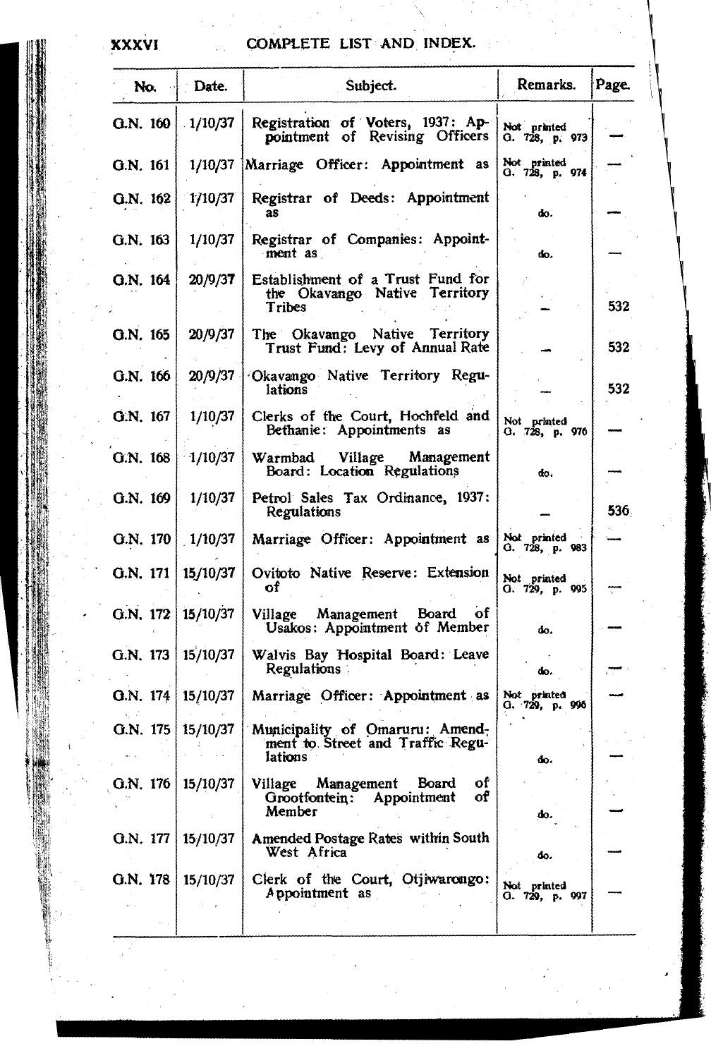# COMPLETE LIST AND INDEX.

| No. | Date. | Subject. | Remarks. | Page. |
|---|---|---|---|---|
| G.N. 160 | 1/10/37 | Registration of Voters, 1937: Appointment of Revising Officers | Not printed G. 728, p. 973 | — |
| G.N. 161 | 1/10/37 | Marriage Officer: Appointment as | Not printed G. 728, p. 974 | — |
| G.N. 162 | 1/10/37 | Registrar of Deeds: Appointment as | do. | — |
| G.N. 163 | 1/10/37 | Registrar of Companies: Appointment as | do. | — |
| G.N. 164 | 20/9/37 | Establishment of a Trust Fund for the Okavango Native Territory Tribes | — | 532 |
| G.N. 165 | 20/9/37 | The Okavango Native Territory Trust Fund: Levy of Annual Rate | — | 532 |
| G.N. 166 | 20/9/37 | Okavango Native Territory Regulations | — | 532 |
| G.N. 167 | 1/10/37 | Clerks of the Court, Hochfeld and Bethanie: Appointments as | Not printed G. 728, p. 976 | — |
| G.N. 168 | 1/10/37 | Warmbad Village Management Board: Location Regulations | do. | — |
| G.N. 169 | 1/10/37 | Petrol Sales Tax Ordinance, 1937: Regulations | — | 536 |
| G.N. 170 | 1/10/37 | Marriage Officer: Appointment as | Not printed G. 728, p. 983 | — |
| G.N. 171 | 15/10/37 | Ovitoto Native Reserve: Extension of | Not printed G. 729, p. 995 | — |
| G.N. 172 | 15/10/37 | Village Management Board of Usakos: Appointment of Member | do. | — |
| G.N. 173 | 15/10/37 | Walvis Bay Hospital Board: Leave Regulations | do. | — |
| G.N. 174 | 15/10/37 | Marriage Officer: Appointment as | Not printed G. 729, p. 996 | — |
| G.N. 175 | 15/10/37 | Municipality of Omaruru: Amendment to Street and Traffic Regulations | do. | — |
| G.N. 176 | 15/10/37 | Village Management Board of Grootfontein: Appointment of Member | do. | — |
| G.N. 177 | 15/10/37 | Amended Postage Rates within South West Africa | do. | — |
| G.N. 178 | 15/10/37 | Clerk of the Court, Otjiwarongo: Appointment as | Not printed G. 729, p. 997 | — |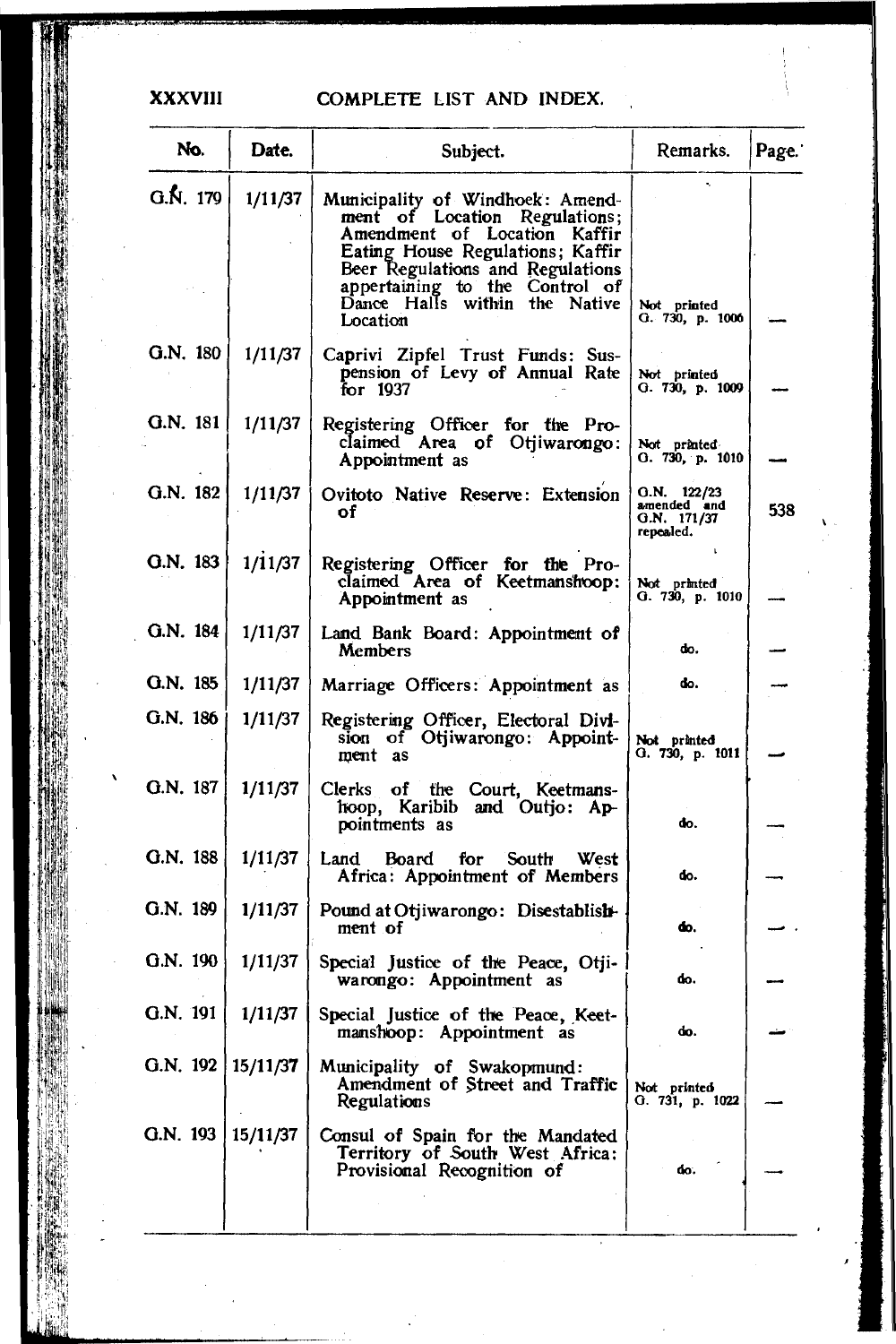# COMPLETE LIST AND INDEX.

| No. | Date. | Subject. | Remarks. | Page. |
|---|---|---|---|---|
| G.N. 179 | 1/11/37 | Municipality of Windhoek: Amendment of Location Regulations; Amendment of Location Kaffir Eating House Regulations; Kaffir Beer Regulations and Regulations appertaining to the Control of Dance Halls within the Native Location | Not printed G. 730, p. 1006 | — |
| G.N. 180 | 1/11/37 | Caprivi Zipfel Trust Funds: Suspension of Levy of Annual Rate for 1937 | Not printed G. 730, p. 1009 | — |
| G.N. 181 | 1/11/37 | Registering Officer for the Proclaimed Area of Otjiwarongo: Appointment as | Not printed G. 730, p. 1010 | — |
| G.N. 182 | 1/11/37 | Ovitoto Native Reserve: Extension of | G.N. 122/23 amended and G.N. 171/37 repealed. | 538 |
| G.N. 183 | 1/11/37 | Registering Officer for the Proclaimed Area of Keetmanshoop: Appointment as | Not printed G. 730, p. 1010 | — |
| G.N. 184 | 1/11/37 | Land Bank Board: Appointment of Members | do. | — |
| G.N. 185 | 1/11/37 | Marriage Officers: Appointment as | do. | — |
| G.N. 186 | 1/11/37 | Registering Officer, Electoral Division of Otjiwarongo: Appointment as | Not printed G. 730, p. 1011 | — |
| G.N. 187 | 1/11/37 | Clerks of the Court, Keetmanshoop, Karibib and Outjo: Appointments as | do. | — |
| G.N. 188 | 1/11/37 | Land Board for South West Africa: Appointment of Members | do. | — |
| G.N. 189 | 1/11/37 | Pound at Otjiwarongo: Disestablishment of | do. | — |
| G.N. 190 | 1/11/37 | Special Justice of the Peace, Otjiwarongo: Appointment as | do. | — |
| G.N. 191 | 1/11/37 | Special Justice of the Peace, Keetmanshoop: Appointment as | do. | — |
| G.N. 192 | 15/11/37 | Municipality of Swakopmund: Amendment of Street and Traffic Regulations | Not printed G. 731, p. 1022 | — |
| G.N. 193 | 15/11/37 | Consul of Spain for the Mandated Territory of South West Africa: Provisional Recognition of | do. | — |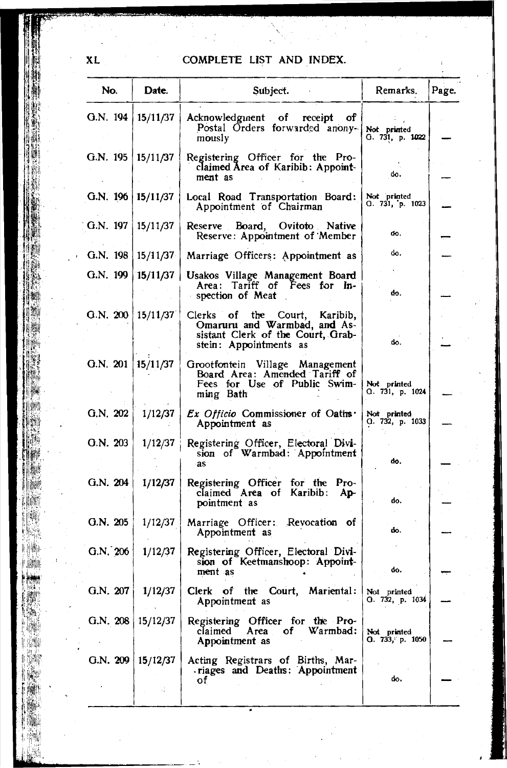## COMPLETE LIST AND INDEX.

| No. | Date. | Subject. | Remarks. | Page. |
|---|---|---|---|---|
| G.N. 194 | 15/11/37 | Acknowledgment of receipt of Postal Orders forwarded anonymously | Not printed G. 731, p. 1022 | — |
| G.N. 195 | 15/11/37 | Registering Officer for the Proclaimed Area of Karibib: Appointment as | do. | — |
| G.N. 196 | 15/11/37 | Local Road Transportation Board: Appointment of Chairman | Not printed G. 731, p. 1023 | — |
| G.N. 197 | 15/11/37 | Reserve Board, Ovitoto Native Reserve: Appointment of Member | do. | — |
| G.N. 198 | 15/11/37 | Marriage Officers: Appointment as | do. | — |
| G.N. 199 | 15/11/37 | Usakos Village Management Board Area: Tariff of Fees for Inspection of Meat | do. | — |
| G.N. 200 | 15/11/37 | Clerks of the Court, Karibib, Omaruru and Warmbad, and Assistant Clerk of the Court, Grabstein: Appointments as | do. | — |
| G.N. 201 | 15/11/37 | Grootfontein Village Management Board Area: Amended Tariff of Fees for Use of Public Swimming Bath | Not printed G. 731, p. 1024 | — |
| G.N. 202 | 1/12/37 | *Ex Officio* Commissioner of Oaths: Appointment as | Not printed G. 732, p. 1033 | — |
| G.N. 203 | 1/12/37 | Registering Officer, Electoral Division of Warmbad: Appointment as | do. | — |
| G.N. 204 | 1/12/37 | Registering Officer for the Proclaimed Area of Karibib: Appointment as | do. | — |
| G.N. 205 | 1/12/37 | Marriage Officer: Revocation of Appointment as | do. | — |
| G.N. 206 | 1/12/37 | Registering Officer, Electoral Division of Keetmanshoop: Appointment as | do. | — |
| G.N. 207 | 1/12/37 | Clerk of the Court, Mariental: Appointment as | Not printed G. 732, p. 1034 | — |
| G.N. 208 | 15/12/37 | Registering Officer for the Proclaimed Area of Warmbad: Appointment as | Not printed G. 733, p. 1050 | — |
| G.N. 209 | 15/12/37 | Acting Registrars of Births, Marriages and Deaths: Appointment of | do. | — |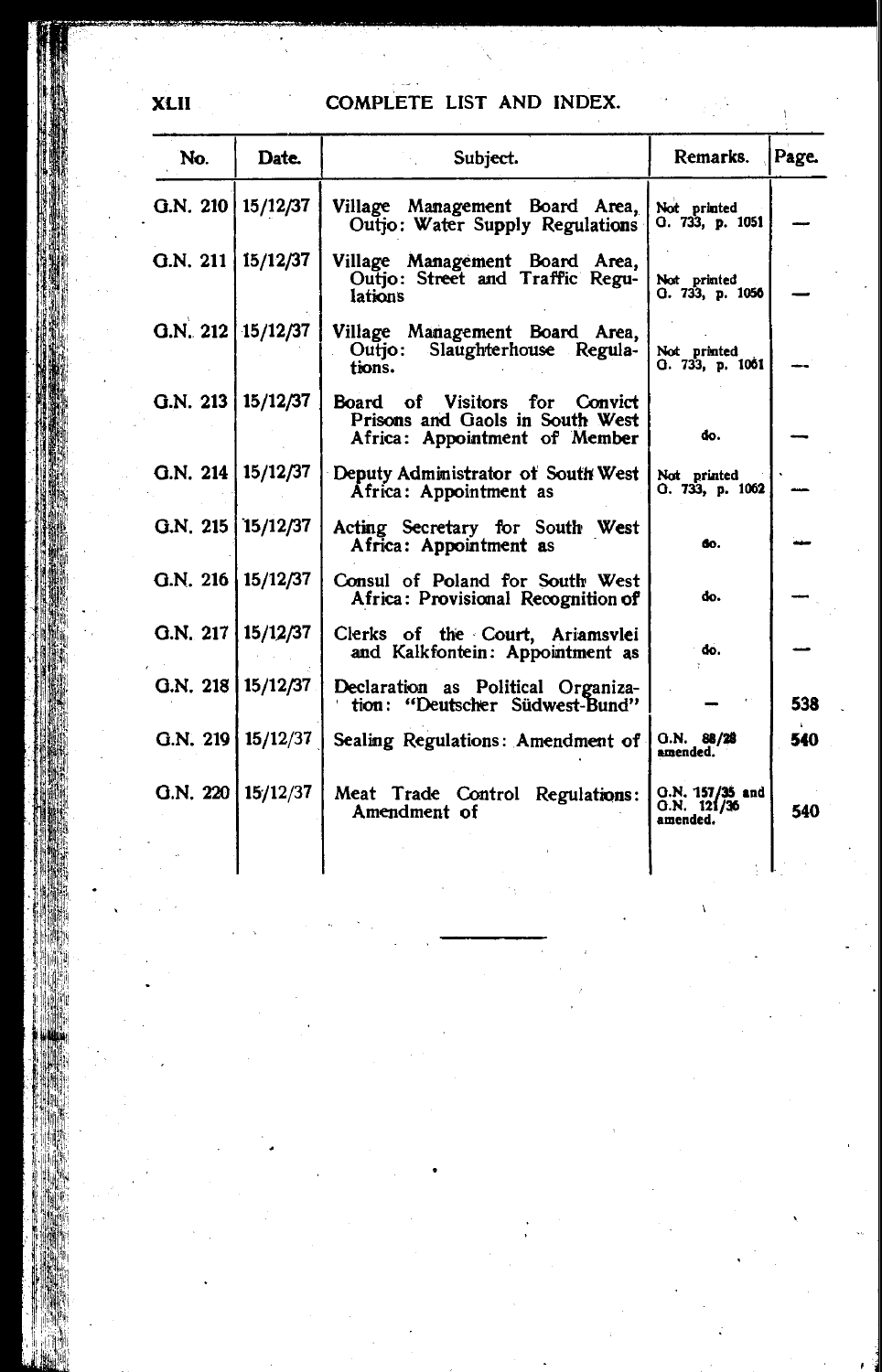# COMPLETE LIST AND INDEX.

| No. | Date. | Subject. | Remarks. | Page. |
| --- | --- | --- | --- | --- |
| G.N. 210 | 15/12/37 | Village Management Board Area, Outjo: Water Supply Regulations | Not printed G. 733, p. 1051 | — |
| G.N. 211 | 15/12/37 | Village Management Board Area, Outjo: Street and Traffic Regulations | Not printed G. 733, p. 1056 | — |
| G.N. 212 | 15/12/37 | Village Management Board Area, Outjo: Slaughterhouse Regulations. | Not printed G. 733, p. 1061 | — |
| G.N. 213 | 15/12/37 | Board of Visitors for Convict Prisons and Gaols in South West Africa: Appointment of Member | do. | — |
| G.N. 214 | 15/12/37 | Deputy Administrator of South West Africa: Appointment as | Not printed G. 733, p. 1062 | — |
| G.N. 215 | 15/12/37 | Acting Secretary for South West Africa: Appointment as | do. | — |
| G.N. 216 | 15/12/37 | Consul of Poland for South West Africa: Provisional Recognition of | do. | — |
| G.N. 217 | 15/12/37 | Clerks of the Court, Ariamsvlei and Kalkfontein: Appointment as | do. | — |
| G.N. 218 | 15/12/37 | Declaration as Political Organization: "Deutscher Südwest-Bund" | — | 538 |
| G.N. 219 | 15/12/37 | Sealing Regulations: Amendment of | G.N. 88/28 amended. | 540 |
| G.N. 220 | 15/12/37 | Meat Trade Control Regulations: Amendment of | G.N. 157/35 and G.N. 121/36 amended. | 540 |